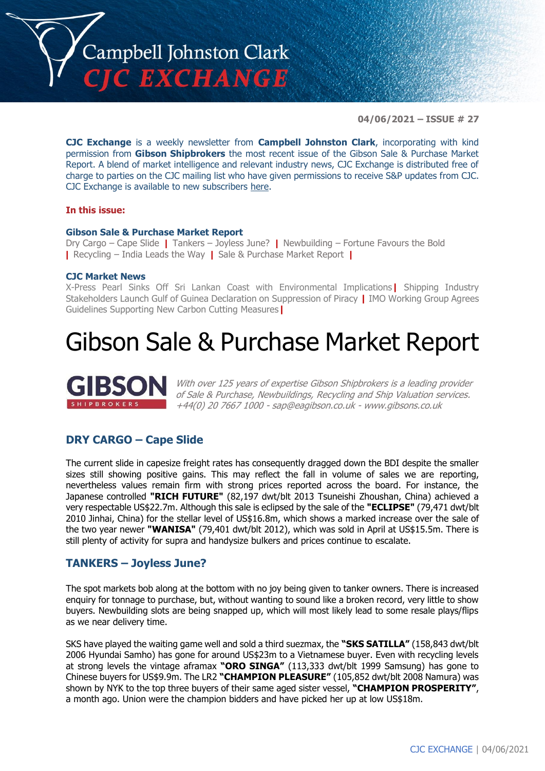# Campbell Johnston Clark CJC EXCHANGE

**04/06/2021 – ISSUE # 27**

**CJC Exchange** is a weekly newsletter from **Campbell Johnston Clark**, incorporating with kind permission from **Gibson Shipbrokers** the most recent issue of the Gibson Sale & Purchase Market Report. A blend of market intelligence and relevant industry news, CJC Exchange is distributed free of charge to parties on the CJC mailing list who have given permissions to receive S&P updates from CJC. CJC Exchange is available to new subscribers here.

**In this issue:**

**Gibson Sale & Purchase Market Report**
Dry Cargo – Cape Slide | Tankers – Joyless June? | Newbuilding – Fortune Favours the Bold | Recycling – India Leads the Way | Sale & Purchase Market Report |

**CJC Market News**
X-Press Pearl Sinks Off Sri Lankan Coast with Environmental Implications | Shipping Industry Stakeholders Launch Gulf of Guinea Declaration on Suppression of Piracy | IMO Working Group Agrees Guidelines Supporting New Carbon Cutting Measures |

# Gibson Sale & Purchase Market Report

GIBSON SHIPBROKERS

*With over 125 years of expertise Gibson Shipbrokers is a leading provider of Sale & Purchase, Newbuildings, Recycling and Ship Valuation services. +44(0) 20 7667 1000 - sap@eagibson.co.uk - www.gibsons.co.uk*

## DRY CARGO – Cape Slide

The current slide in capesize freight rates has consequently dragged down the BDI despite the smaller sizes still showing positive gains. This may reflect the fall in volume of sales we are reporting, nevertheless values remain firm with strong prices reported across the board. For instance, the Japanese controlled **"RICH FUTURE"** (82,197 dwt/blt 2013 Tsuneishi Zhoushan, China) achieved a very respectable US$22.7m. Although this sale is eclipsed by the sale of the **"ECLIPSE"** (79,471 dwt/blt 2010 Jinhai, China) for the stellar level of US$16.8m, which shows a marked increase over the sale of the two year newer **"WANISA"** (79,401 dwt/blt 2012), which was sold in April at US$15.5m. There is still plenty of activity for supra and handysize bulkers and prices continue to escalate.

## TANKERS – Joyless June?

The spot markets bob along at the bottom with no joy being given to tanker owners. There is increased enquiry for tonnage to purchase, but, without wanting to sound like a broken record, very little to show buyers. Newbuilding slots are being snapped up, which will most likely lead to some resale plays/flips as we near delivery time.

SKS have played the waiting game well and sold a third suezmax, the **"SKS SATILLA"** (158,843 dwt/blt 2006 Hyundai Samho) has gone for around US$23m to a Vietnamese buyer. Even with recycling levels at strong levels the vintage aframax **"ORO SINGA"** (113,333 dwt/blt 1999 Samsung) has gone to Chinese buyers for US$9.9m. The LR2 **"CHAMPION PLEASURE"** (105,852 dwt/blt 2008 Namura) was shown by NYK to the top three buyers of their same aged sister vessel, **"CHAMPION PROSPERITY"**, a month ago. Union were the champion bidders and have picked her up at low US$18m.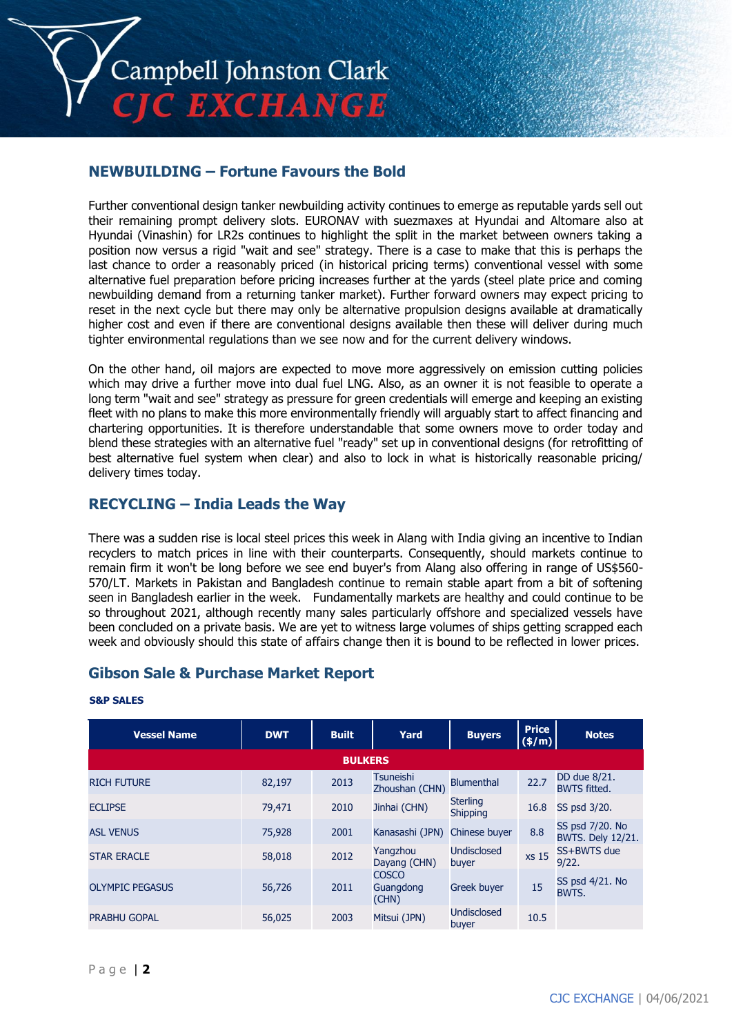## NEWBUILDING – Fortune Favours the Bold

Further conventional design tanker newbuilding activity continues to emerge as reputable yards sell out their remaining prompt delivery slots. EURONAV with suezmaxes at Hyundai and Altomare also at Hyundai (Vinashin) for LR2s continues to highlight the split in the market between owners taking a position now versus a rigid "wait and see" strategy. There is a case to make that this is perhaps the last chance to order a reasonably priced (in historical pricing terms) conventional vessel with some alternative fuel preparation before pricing increases further at the yards (steel plate price and coming newbuilding demand from a returning tanker market). Further forward owners may expect pricing to reset in the next cycle but there may only be alternative propulsion designs available at dramatically higher cost and even if there are conventional designs available then these will deliver during much tighter environmental regulations than we see now and for the current delivery windows.

On the other hand, oil majors are expected to move more aggressively on emission cutting policies which may drive a further move into dual fuel LNG. Also, as an owner it is not feasible to operate a long term "wait and see" strategy as pressure for green credentials will emerge and keeping an existing fleet with no plans to make this more environmentally friendly will arguably start to affect financing and chartering opportunities. It is therefore understandable that some owners move to order today and blend these strategies with an alternative fuel "ready" set up in conventional designs (for retrofitting of best alternative fuel system when clear) and also to lock in what is historically reasonable pricing/ delivery times today.

## RECYCLING – India Leads the Way

There was a sudden rise is local steel prices this week in Alang with India giving an incentive to Indian recyclers to match prices in line with their counterparts. Consequently, should markets continue to remain firm it won't be long before we see end buyer's from Alang also offering in range of US$560-570/LT. Markets in Pakistan and Bangladesh continue to remain stable apart from a bit of softening seen in Bangladesh earlier in the week. Fundamentally markets are healthy and could continue to be so throughout 2021, although recently many sales particularly offshore and specialized vessels have been concluded on a private basis. We are yet to witness large volumes of ships getting scrapped each week and obviously should this state of affairs change then it is bound to be reflected in lower prices.

## Gibson Sale & Purchase Market Report

**S&P SALES**

| Vessel Name | DWT | Built | Yard | Buyers | Price ($/m) | Notes |
|---|---|---|---|---|---|---|
| **BULKERS** | | | | | | |
| RICH FUTURE | 82,197 | 2013 | Tsuneishi Zhoushan (CHN) | Blumenthal | 22.7 | DD due 8/21. BWTS fitted. |
| ECLIPSE | 79,471 | 2010 | Jinhai (CHN) | Sterling Shipping | 16.8 | SS psd 3/20. |
| ASL VENUS | 75,928 | 2001 | Kanasashi (JPN) | Chinese buyer | 8.8 | SS psd 7/20. No BWTS. Dely 12/21. |
| STAR ERACLE | 58,018 | 2012 | Yangzhou Dayang (CHN) | Undisclosed buyer | xs 15 | SS+BWTS due 9/22. |
| OLYMPIC PEGASUS | 56,726 | 2011 | COSCO Guangdong (CHN) | Greek buyer | 15 | SS psd 4/21. No BWTS. |
| PRABHU GOPAL | 56,025 | 2003 | Mitsui (JPN) | Undisclosed buyer | 10.5 | |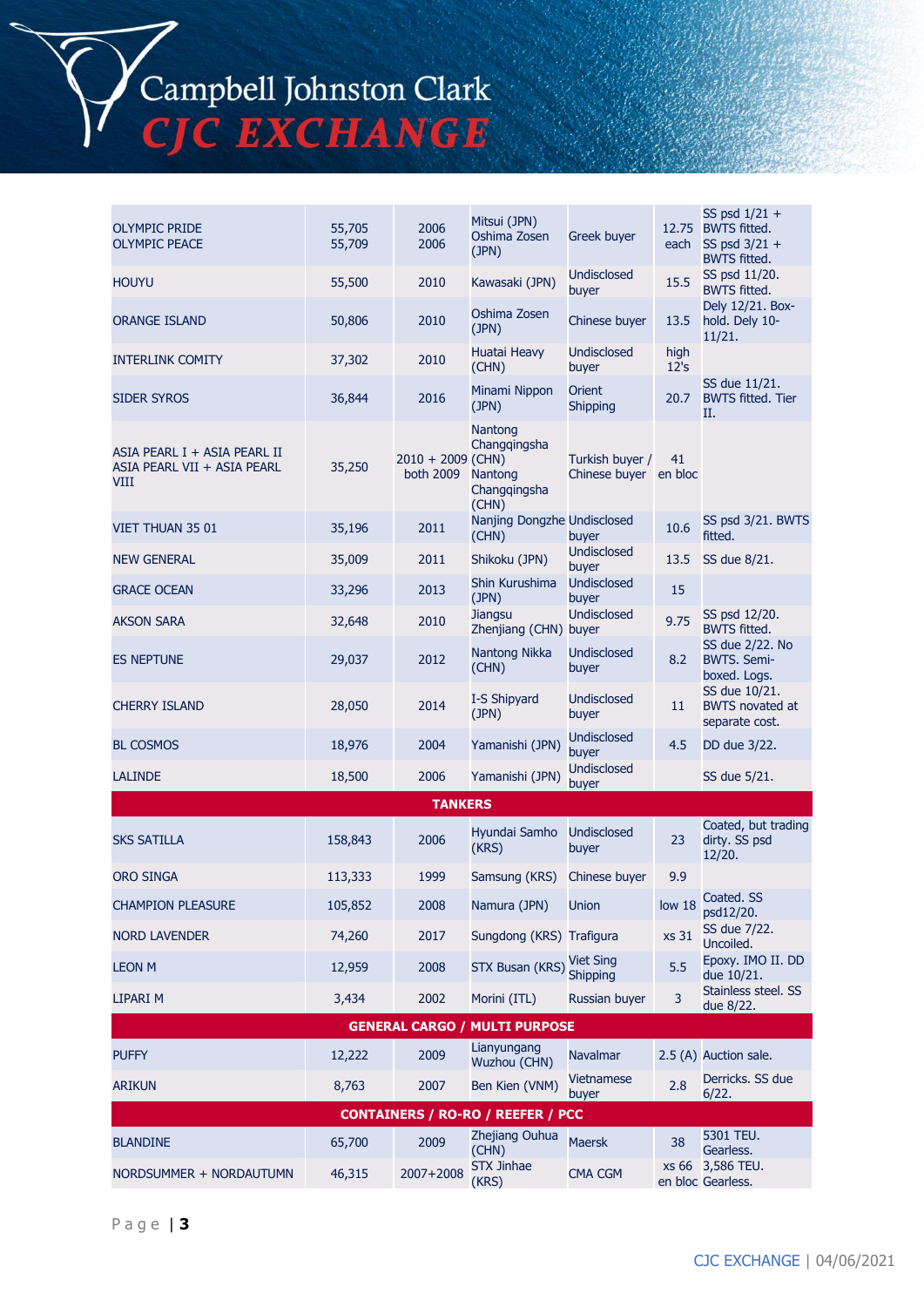| | | | | | | |
|---|---|---|---|---|---|---|
| OLYMPIC PRIDE<br>OLYMPIC PEACE | 55,705<br>55,709 | 2006<br>2006 | Mitsui (JPN)<br>Oshima Zosen (JPN) | Greek buyer | 12.75 each | SS psd 1/21 + BWTS fitted.<br>SS psd 3/21 + BWTS fitted. |
| HOUYU | 55,500 | 2010 | Kawasaki (JPN) | Undisclosed buyer | 15.5 | SS psd 11/20. BWTS fitted. |
| ORANGE ISLAND | 50,806 | 2010 | Oshima Zosen (JPN) | Chinese buyer | 13.5 | Dely 12/21. Box-hold. Dely 10-11/21. |
| INTERLINK COMITY | 37,302 | 2010 | Huatai Heavy (CHN) | Undisclosed buyer | high 12's | |
| SIDER SYROS | 36,844 | 2016 | Minami Nippon (JPN) | Orient Shipping | 20.7 | SS due 11/21. BWTS fitted. Tier II. |
| ASIA PEARL I + ASIA PEARL II<br>ASIA PEARL VII + ASIA PEARL VIII | 35,250 | 2010 + 2009<br>both 2009 | Nantong Changqingsha (CHN)<br>Nantong Changqingsha (CHN) | Turkish buyer / Chinese buyer | 41 en bloc | |
| VIET THUAN 35 01 | 35,196 | 2011 | Nanjing Dongzhe (CHN) | Undisclosed buyer | 10.6 | SS psd 3/21. BWTS fitted. |
| NEW GENERAL | 35,009 | 2011 | Shikoku (JPN) | Undisclosed buyer | 13.5 | SS due 8/21. |
| GRACE OCEAN | 33,296 | 2013 | Shin Kurushima (JPN) | Undisclosed buyer | 15 | |
| AKSON SARA | 32,648 | 2010 | Jiangsu Zhenjiang (CHN) | Undisclosed buyer | 9.75 | SS psd 12/20. BWTS fitted. |
| ES NEPTUNE | 29,037 | 2012 | Nantong Nikka (CHN) | Undisclosed buyer | 8.2 | SS due 2/22. No BWTS. Semi-boxed. Logs. |
| CHERRY ISLAND | 28,050 | 2014 | I-S Shipyard (JPN) | Undisclosed buyer | 11 | SS due 10/21. BWTS novated at separate cost. |
| BL COSMOS | 18,976 | 2004 | Yamanishi (JPN) | Undisclosed buyer | 4.5 | DD due 3/22. |
| LALINDE | 18,500 | 2006 | Yamanishi (JPN) | Undisclosed buyer | | SS due 5/21. |
| **TANKERS** | | | | | | |
| SKS SATILLA | 158,843 | 2006 | Hyundai Samho (KRS) | Undisclosed buyer | 23 | Coated, but trading dirty. SS psd 12/20. |
| ORO SINGA | 113,333 | 1999 | Samsung (KRS) | Chinese buyer | 9.9 | |
| CHAMPION PLEASURE | 105,852 | 2008 | Namura (JPN) | Union | low 18 | Coated. SS psd12/20. |
| NORD LAVENDER | 74,260 | 2017 | Sungdong (KRS) | Trafigura | xs 31 | SS due 7/22. Uncoiled. |
| LEON M | 12,959 | 2008 | STX Busan (KRS) | Viet Sing Shipping | 5.5 | Epoxy. IMO II. DD due 10/21. |
| LIPARI M | 3,434 | 2002 | Morini (ITL) | Russian buyer | 3 | Stainless steel. SS due 8/22. |
| **GENERAL CARGO / MULTI PURPOSE** | | | | | | |
| PUFFY | 12,222 | 2009 | Lianyungang Wuzhou (CHN) | Navalmar | 2.5 (A) | Auction sale. |
| ARIKUN | 8,763 | 2007 | Ben Kien (VNM) | Vietnamese buyer | 2.8 | Derricks. SS due 6/22. |
| **CONTAINERS / RO-RO / REEFER / PCC** | | | | | | |
| BLANDINE | 65,700 | 2009 | Zhejiang Ouhua (CHN) | Maersk | 38 | 5301 TEU. Gearless. |
| NORDSUMMER + NORDAUTUMN | 46,315 | 2007+2008 | STX Jinhae (KRS) | CMA CGM | xs 66 en bloc | 3,586 TEU. Gearless. |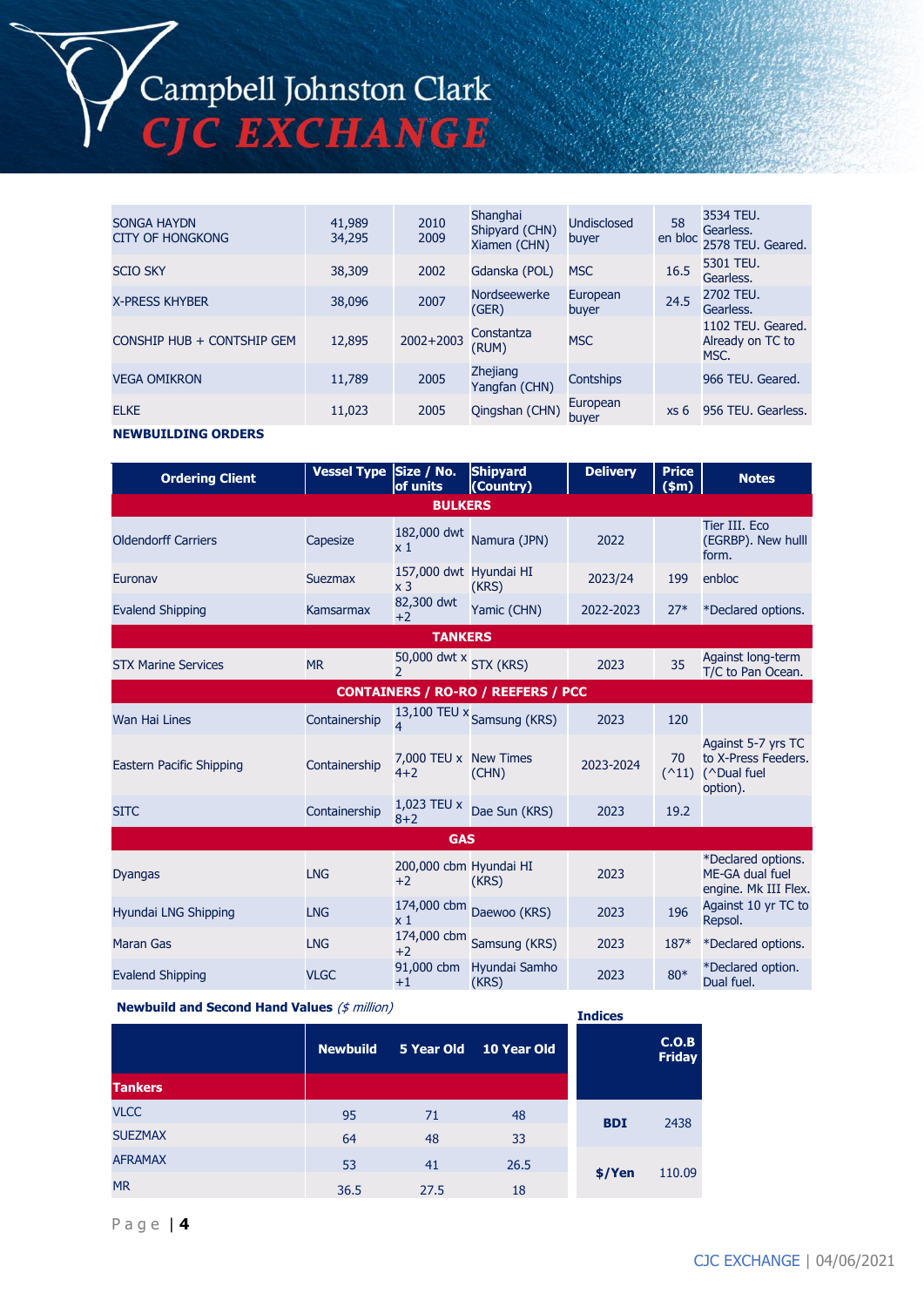| | | | | | | |
|---|---|---|---|---|---|---|
| SONGA HAYDN<br>CITY OF HONGKONG | 41,989<br>34,295 | 2010<br>2009 | Shanghai Shipyard (CHN)<br>Xiamen (CHN) | Undisclosed buyer | 58 en bloc | 3534 TEU. Gearless.<br>2578 TEU. Geared. |
| SCIO SKY | 38,309 | 2002 | Gdanska (POL) | MSC | 16.5 | 5301 TEU. Gearless. |
| X-PRESS KHYBER | 38,096 | 2007 | Nordseewerke (GER) | European buyer | 24.5 | 2702 TEU. Gearless. |
| CONSHIP HUB + CONTSHIP GEM | 12,895 | 2002+2003 | Constantza (RUM) | MSC | | 1102 TEU. Geared. Already on TC to MSC. |
| VEGA OMIKRON | 11,789 | 2005 | Zhejiang Yangfan (CHN) | Contships | | 966 TEU. Geared. |
| ELKE | 11,023 | 2005 | Qingshan (CHN) | European buyer | xs 6 | 956 TEU. Gearless. |

**NEWBUILDING ORDERS**

| Ordering Client | Vessel Type | Size / No. of units | Shipyard (Country) | Delivery | Price ($m) | Notes |
|---|---|---|---|---|---|---|
| **BULKERS** | | | | | | |
| Oldendorff Carriers | Capesize | 182,000 dwt x 1 | Namura (JPN) | 2022 | | Tier III. Eco (EGRBP). New hulll form. |
| Euronav | Suezmax | 157,000 dwt x 3 | Hyundai HI (KRS) | 2023/24 | 199 | enbloc |
| Evalend Shipping | Kamsarmax | 82,300 dwt +2 | Yamic (CHN) | 2022-2023 | 27* | *Declared options. |
| **TANKERS** | | | | | | |
| STX Marine Services | MR | 50,000 dwt x 2 | STX (KRS) | 2023 | 35 | Against long-term T/C to Pan Ocean. |
| **CONTAINERS / RO-RO / REEFERS / PCC** | | | | | | |
| Wan Hai Lines | Containership | 13,100 TEU x 4 | Samsung (KRS) | 2023 | 120 | |
| Eastern Pacific Shipping | Containership | 7,000 TEU x 4+2 | New Times (CHN) | 2023-2024 | 70 (^11) | Against 5-7 yrs TC to X-Press Feeders. (^Dual fuel option). |
| SITC | Containership | 1,023 TEU x 8+2 | Dae Sun (KRS) | 2023 | 19.2 | |
| **GAS** | | | | | | |
| Dyangas | LNG | 200,000 cbm +2 | Hyundai HI (KRS) | 2023 | | *Declared options. ME-GA dual fuel engine. Mk III Flex. |
| Hyundai LNG Shipping | LNG | 174,000 cbm x 1 | Daewoo (KRS) | 2023 | 196 | Against 10 yr TC to Repsol. |
| Maran Gas | LNG | 174,000 cbm +2 | Samsung (KRS) | 2023 | 187* | *Declared options. |
| Evalend Shipping | VLGC | 91,000 cbm +1 | Hyundai Samho (KRS) | 2023 | 80* | *Declared option. Dual fuel. |

**Newbuild and Second Hand Values** *($ million)*

| | Newbuild | 5 Year Old | 10 Year Old |
|---|---|---|---|
| **Tankers** | | | |
| VLCC | 95 | 71 | 48 |
| SUEZMAX | 64 | 48 | 33 |
| AFRAMAX | 53 | 41 | 26.5 |
| MR | 36.5 | 27.5 | 18 |

**Indices**

| | C.O.B Friday |
|---|---|
| **BDI** | 2438 |
| **$/Yen** | 110.09 |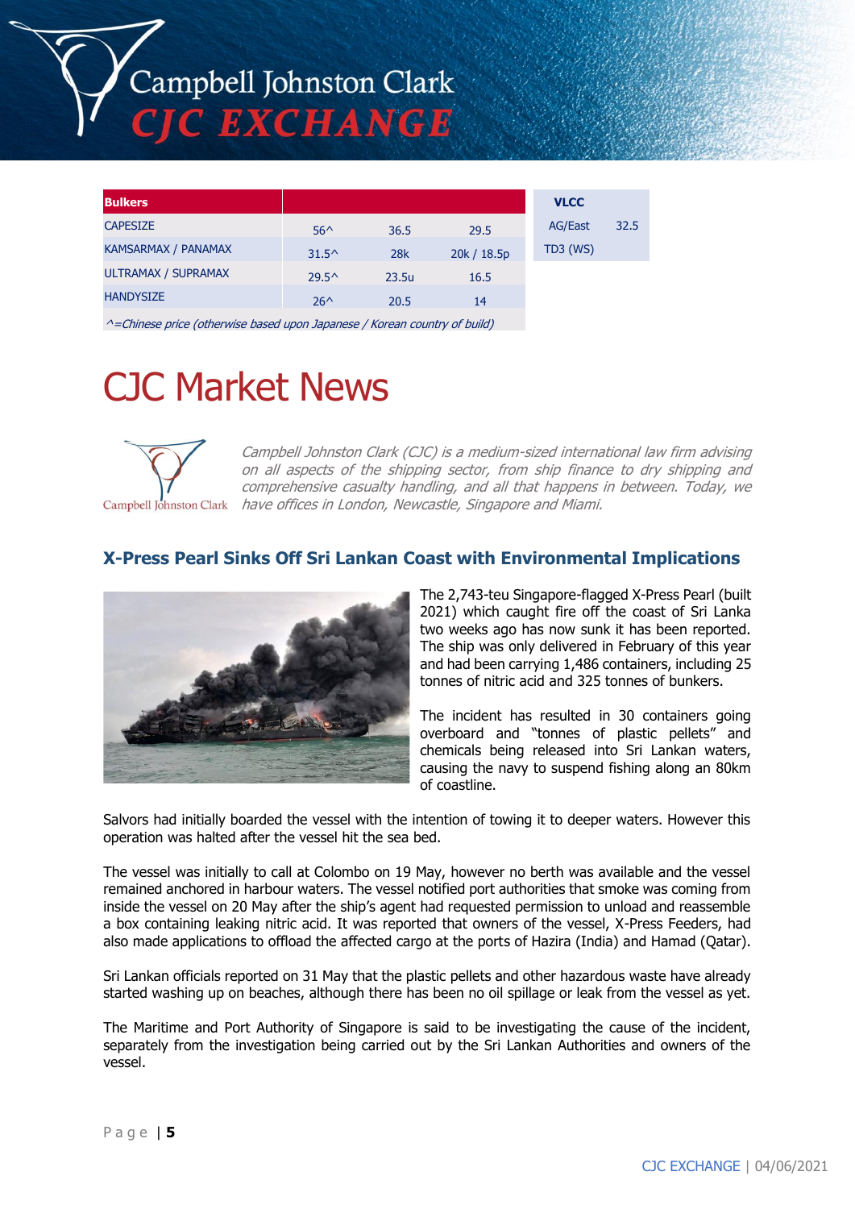| Bulkers | | | |
|---|---|---|---|
| CAPESIZE | 56^ | 36.5 | 29.5 |
| KAMSARMAX / PANAMAX | 31.5^ | 28k | 20k / 18.5p |
| ULTRAMAX / SUPRAMAX | 29.5^ | 23.5u | 16.5 |
| HANDYSIZE | 26^ | 20.5 | 14 |

*^=Chinese price (otherwise based upon Japanese / Korean country of build)*

| VLCC | |
|---|---|
| AG/East TD3 (WS) | 32.5 |

# CJC Market News

*Campbell Johnston Clark (CJC) is a medium-sized international law firm advising on all aspects of the shipping sector, from ship finance to dry shipping and comprehensive casualty handling, and all that happens in between. Today, we have offices in London, Newcastle, Singapore and Miami.*

## X-Press Pearl Sinks Off Sri Lankan Coast with Environmental Implications

The 2,743-teu Singapore-flagged X-Press Pearl (built 2021) which caught fire off the coast of Sri Lanka two weeks ago has now sunk it has been reported. The ship was only delivered in February of this year and had been carrying 1,486 containers, including 25 tonnes of nitric acid and 325 tonnes of bunkers.

The incident has resulted in 30 containers going overboard and "tonnes of plastic pellets" and chemicals being released into Sri Lankan waters, causing the navy to suspend fishing along an 80km of coastline.

Salvors had initially boarded the vessel with the intention of towing it to deeper waters. However this operation was halted after the vessel hit the sea bed.

The vessel was initially to call at Colombo on 19 May, however no berth was available and the vessel remained anchored in harbour waters. The vessel notified port authorities that smoke was coming from inside the vessel on 20 May after the ship's agent had requested permission to unload and reassemble a box containing leaking nitric acid. It was reported that owners of the vessel, X-Press Feeders, had also made applications to offload the affected cargo at the ports of Hazira (India) and Hamad (Qatar).

Sri Lankan officials reported on 31 May that the plastic pellets and other hazardous waste have already started washing up on beaches, although there has been no oil spillage or leak from the vessel as yet.

The Maritime and Port Authority of Singapore is said to be investigating the cause of the incident, separately from the investigation being carried out by the Sri Lankan Authorities and owners of the vessel.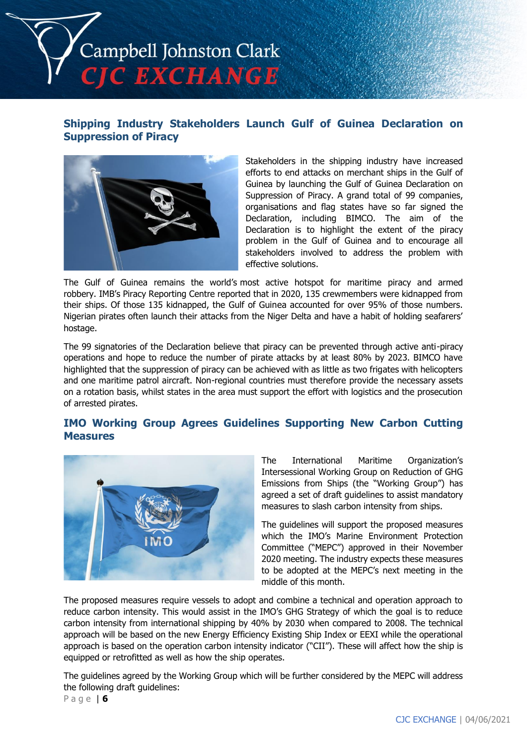## Shipping Industry Stakeholders Launch Gulf of Guinea Declaration on Suppression of Piracy

Stakeholders in the shipping industry have increased efforts to end attacks on merchant ships in the Gulf of Guinea by launching the Gulf of Guinea Declaration on Suppression of Piracy. A grand total of 99 companies, organisations and flag states have so far signed the Declaration, including BIMCO. The aim of the Declaration is to highlight the extent of the piracy problem in the Gulf of Guinea and to encourage all stakeholders involved to address the problem with effective solutions.

The Gulf of Guinea remains the world's most active hotspot for maritime piracy and armed robbery. IMB's Piracy Reporting Centre reported that in 2020, 135 crewmembers were kidnapped from their ships. Of those 135 kidnapped, the Gulf of Guinea accounted for over 95% of those numbers. Nigerian pirates often launch their attacks from the Niger Delta and have a habit of holding seafarers' hostage.

The 99 signatories of the Declaration believe that piracy can be prevented through active anti-piracy operations and hope to reduce the number of pirate attacks by at least 80% by 2023. BIMCO have highlighted that the suppression of piracy can be achieved with as little as two frigates with helicopters and one maritime patrol aircraft. Non-regional countries must therefore provide the necessary assets on a rotation basis, whilst states in the area must support the effort with logistics and the prosecution of arrested pirates.

## IMO Working Group Agrees Guidelines Supporting New Carbon Cutting Measures

The International Maritime Organization's Intersessional Working Group on Reduction of GHG Emissions from Ships (the "Working Group") has agreed a set of draft guidelines to assist mandatory measures to slash carbon intensity from ships.

The guidelines will support the proposed measures which the IMO's Marine Environment Protection Committee ("MEPC") approved in their November 2020 meeting. The industry expects these measures to be adopted at the MEPC's next meeting in the middle of this month.

The proposed measures require vessels to adopt and combine a technical and operation approach to reduce carbon intensity. This would assist in the IMO's GHG Strategy of which the goal is to reduce carbon intensity from international shipping by 40% by 2030 when compared to 2008. The technical approach will be based on the new Energy Efficiency Existing Ship Index or EEXI while the operational approach is based on the operation carbon intensity indicator ("CII"). These will affect how the ship is equipped or retrofitted as well as how the ship operates.

The guidelines agreed by the Working Group which will be further considered by the MEPC will address the following draft guidelines: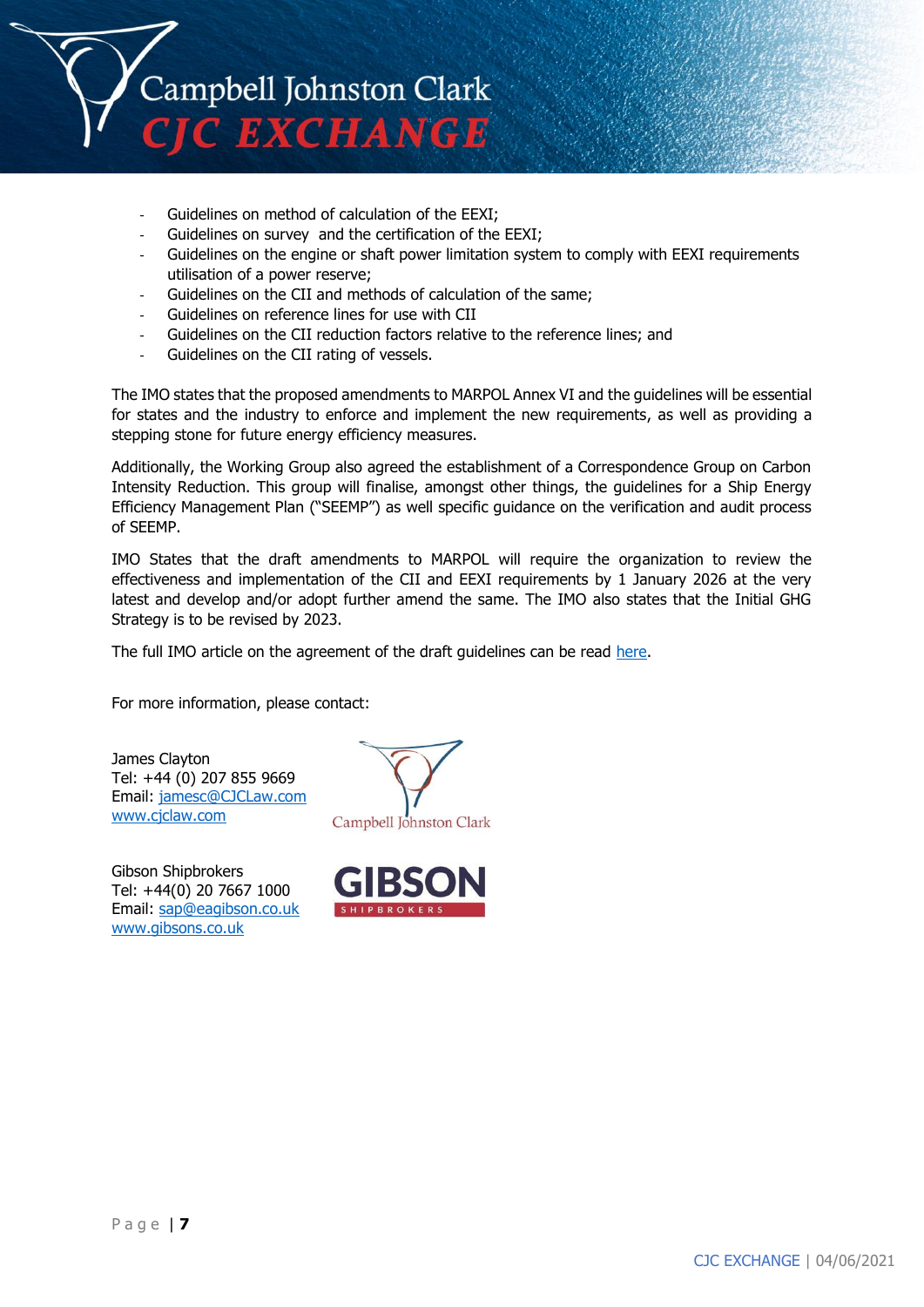- Guidelines on method of calculation of the EEXI;
- Guidelines on survey  and the certification of the EEXI;
- Guidelines on the engine or shaft power limitation system to comply with EEXI requirements utilisation of a power reserve;
- Guidelines on the CII and methods of calculation of the same;
- Guidelines on reference lines for use with CII
- Guidelines on the CII reduction factors relative to the reference lines; and
- Guidelines on the CII rating of vessels.

The IMO states that the proposed amendments to MARPOL Annex VI and the guidelines will be essential for states and the industry to enforce and implement the new requirements, as well as providing a stepping stone for future energy efficiency measures.

Additionally, the Working Group also agreed the establishment of a Correspondence Group on Carbon Intensity Reduction. This group will finalise, amongst other things, the guidelines for a Ship Energy Efficiency Management Plan ("SEEMP") as well specific guidance on the verification and audit process of SEEMP.

IMO States that the draft amendments to MARPOL will require the organization to review the effectiveness and implementation of the CII and EEXI requirements by 1 January 2026 at the very latest and develop and/or adopt further amend the same. The IMO also states that the Initial GHG Strategy is to be revised by 2023.

The full IMO article on the agreement of the draft guidelines can be read here.

For more information, please contact:

James Clayton
Tel: +44 (0) 207 855 9669
Email: jamesc@CJCLaw.com
www.cjclaw.com

Campbell Johnston Clark

Gibson Shipbrokers
Tel: +44(0) 20 7667 1000
Email: sap@eagibson.co.uk
www.gibsons.co.uk

GIBSON SHIPBROKERS